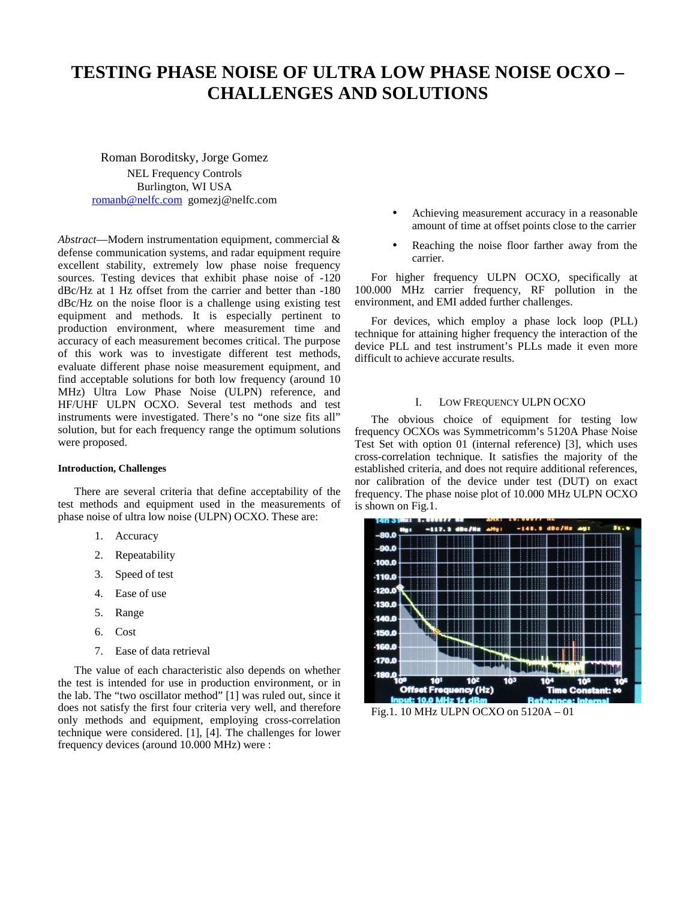# TESTING PHASE NOISE OF ULTRA LOW PHASE NOISE OCXO – CHALLENGES AND SOLUTIONS

Roman Boroditsky, Jorge Gomez
NEL Frequency Controls
Burlington, WI USA
romanb@nelfc.com gomezj@nelfc.com

*Abstract*—Modern instrumentation equipment, commercial & defense communication systems, and radar equipment require excellent stability, extremely low phase noise frequency sources. Testing devices that exhibit phase noise of -120 dBc/Hz at 1 Hz offset from the carrier and better than -180 dBc/Hz on the noise floor is a challenge using existing test equipment and methods. It is especially pertinent to production environment, where measurement time and accuracy of each measurement becomes critical. The purpose of this work was to investigate different test methods, evaluate different phase noise measurement equipment, and find acceptable solutions for both low frequency (around 10 MHz) Ultra Low Phase Noise (ULPN) reference, and HF/UHF ULPN OCXO. Several test methods and test instruments were investigated. There's no "one size fits all" solution, but for each frequency range the optimum solutions were proposed.

**Introduction, Challenges**

There are several criteria that define acceptability of the test methods and equipment used in the measurements of phase noise of ultra low noise (ULPN) OCXO. These are:

1. Accuracy
2. Repeatability
3. Speed of test
4. Ease of use
5. Range
6. Cost
7. Ease of data retrieval

The value of each characteristic also depends on whether the test is intended for use in production environment, or in the lab. The "two oscillator method" [1] was ruled out, since it does not satisfy the first four criteria very well, and therefore only methods and equipment, employing cross-correlation technique were considered. [1], [4]. The challenges for lower frequency devices (around 10.000 MHz) were :

- Achieving measurement accuracy in a reasonable amount of time at offset points close to the carrier
- Reaching the noise floor farther away from the carrier.

For higher frequency ULPN OCXO, specifically at 100.000 MHz carrier frequency, RF pollution in the environment, and EMI added further challenges.

For devices, which employ a phase lock loop (PLL) technique for attaining higher frequency the interaction of the device PLL and test instrument's PLLs made it even more difficult to achieve accurate results.

## I. Low Frequency ULPN OCXO

The obvious choice of equipment for testing low frequency OCXOs was Symmetricomm's 5120A Phase Noise Test Set with option 01 (internal reference) [3], which uses cross-correlation technique. It satisfies the majority of the established criteria, and does not require additional references, nor calibration of the device under test (DUT) on exact frequency. The phase noise plot of 10.000 MHz ULPN OCXO is shown on Fig.1.

Fig.1. 10 MHz ULPN OCXO on 5120A – 01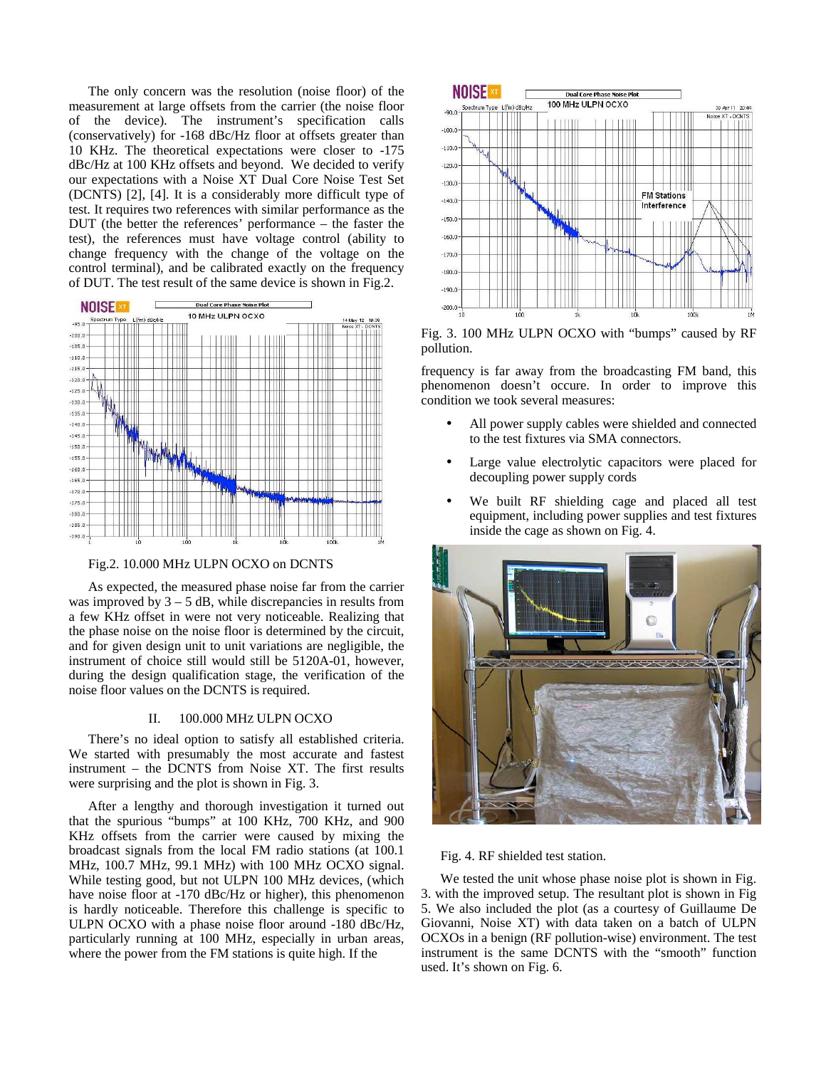The only concern was the resolution (noise floor) of the measurement at large offsets from the carrier (the noise floor of the device). The instrument's specification calls (conservatively) for -168 dBc/Hz floor at offsets greater than 10 KHz. The theoretical expectations were closer to -175 dBc/Hz at 100 KHz offsets and beyond. We decided to verify our expectations with a Noise XT Dual Core Noise Test Set (DCNTS) [2], [4]. It is a considerably more difficult type of test. It requires two references with similar performance as the DUT (the better the references' performance – the faster the test), the references must have voltage control (ability to change frequency with the change of the voltage on the control terminal), and be calibrated exactly on the frequency of DUT. The test result of the same device is shown in Fig.2.

Fig.2. 10.000 MHz ULPN OCXO on DCNTS

As expected, the measured phase noise far from the carrier was improved by 3 – 5 dB, while discrepancies in results from a few KHz offset in were not very noticeable. Realizing that the phase noise on the noise floor is determined by the circuit, and for given design unit to unit variations are negligible, the instrument of choice still would still be 5120A-01, however, during the design qualification stage, the verification of the noise floor values on the DCNTS is required.

## II. 100.000 MHz ULPN OCXO

There's no ideal option to satisfy all established criteria. We started with presumably the most accurate and fastest instrument – the DCNTS from Noise XT. The first results were surprising and the plot is shown in Fig. 3.

After a lengthy and thorough investigation it turned out that the spurious "bumps" at 100 KHz, 700 KHz, and 900 KHz offsets from the carrier were caused by mixing the broadcast signals from the local FM radio stations (at 100.1 MHz, 100.7 MHz, 99.1 MHz) with 100 MHz OCXO signal. While testing good, but not ULPN 100 MHz devices, (which have noise floor at -170 dBc/Hz or higher), this phenomenon is hardly noticeable. Therefore this challenge is specific to ULPN OCXO with a phase noise floor around -180 dBc/Hz, particularly running at 100 MHz, especially in urban areas, where the power from the FM stations is quite high. If the frequency is far away from the broadcasting FM band, this phenomenon doesn't occure. In order to improve this condition we took several measures:

- All power supply cables were shielded and connected to the test fixtures via SMA connectors.
- Large value electrolytic capacitors were placed for decoupling power supply cords
- We built RF shielding cage and placed all test equipment, including power supplies and test fixtures inside the cage as shown on Fig. 4.

Fig. 3. 100 MHz ULPN OCXO with "bumps" caused by RF pollution.

Fig. 4. RF shielded test station.

We tested the unit whose phase noise plot is shown in Fig. 3. with the improved setup. The resultant plot is shown in Fig 5. We also included the plot (as a courtesy of Guillaume De Giovanni, Noise XT) with data taken on a batch of ULPN OCXOs in a benign (RF pollution-wise) environment. The test instrument is the same DCNTS with the "smooth" function used. It's shown on Fig. 6.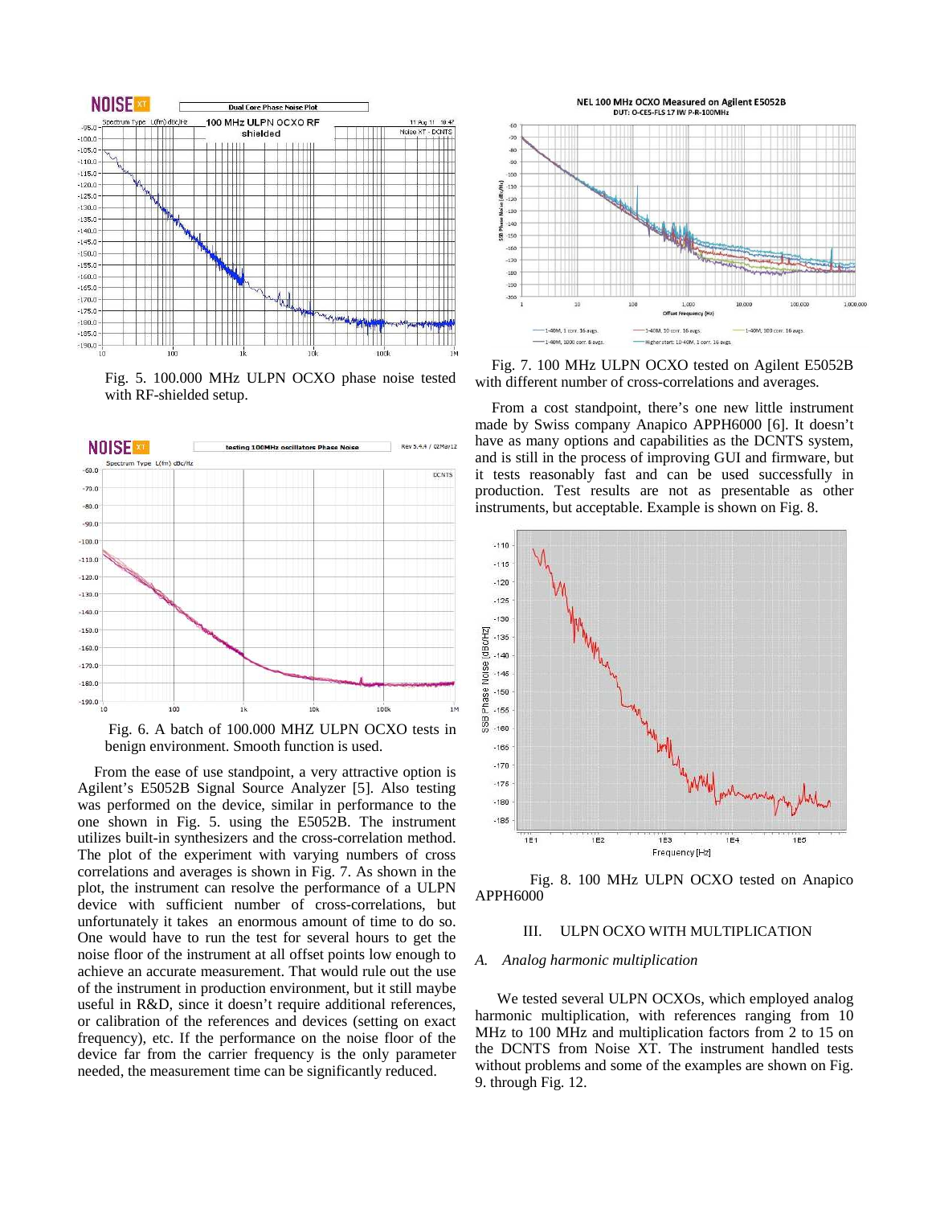Fig. 5. 100.000 MHz ULPN OCXO phase noise tested with RF-shielded setup.

Fig. 6. A batch of 100.000 MHZ ULPN OCXO tests in benign environment. Smooth function is used.

From the ease of use standpoint, a very attractive option is Agilent's E5052B Signal Source Analyzer [5]. Also testing was performed on the device, similar in performance to the one shown in Fig. 5. using the E5052B. The instrument utilizes built-in synthesizers and the cross-correlation method. The plot of the experiment with varying numbers of cross correlations and averages is shown in Fig. 7. As shown in the plot, the instrument can resolve the performance of a ULPN device with sufficient number of cross-correlations, but unfortunately it takes an enormous amount of time to do so. One would have to run the test for several hours to get the noise floor of the instrument at all offset points low enough to achieve an accurate measurement. That would rule out the use of the instrument in production environment, but it still maybe useful in R&D, since it doesn't require additional references, or calibration of the references and devices (setting on exact frequency), etc. If the performance on the noise floor of the device far from the carrier frequency is the only parameter needed, the measurement time can be significantly reduced.

Fig. 7. 100 MHz ULPN OCXO tested on Agilent E5052B with different number of cross-correlations and averages.

From a cost standpoint, there's one new little instrument made by Swiss company Anapico APPH6000 [6]. It doesn't have as many options and capabilities as the DCNTS system, and is still in the process of improving GUI and firmware, but it tests reasonably fast and can be used successfully in production. Test results are not as presentable as other instruments, but acceptable. Example is shown on Fig. 8.

Fig. 8. 100 MHz ULPN OCXO tested on Anapico APPH6000

## III. ULPN OCXO WITH MULTIPLICATION

### *A. Analog harmonic multiplication*

We tested several ULPN OCXOs, which employed analog harmonic multiplication, with references ranging from 10 MHz to 100 MHz and multiplication factors from 2 to 15 on the DCNTS from Noise XT. The instrument handled tests without problems and some of the examples are shown on Fig. 9. through Fig. 12.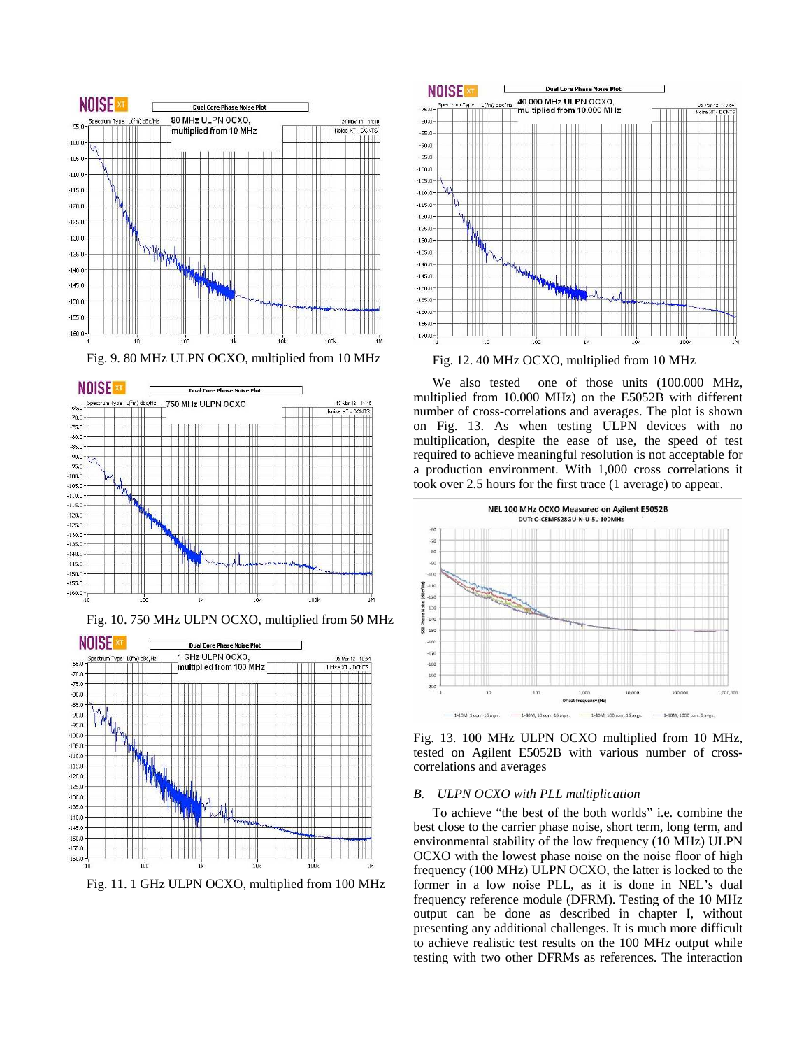Fig. 9. 80 MHz ULPN OCXO, multiplied from 10 MHz

Fig. 10. 750 MHz ULPN OCXO, multiplied from 50 MHz

Fig. 11. 1 GHz ULPN OCXO, multiplied from 100 MHz

Fig. 12. 40 MHz OCXO, multiplied from 10 MHz

We also tested one of those units (100.000 MHz, multiplied from 10.000 MHz) on the E5052B with different number of cross-correlations and averages. The plot is shown on Fig. 13. As when testing ULPN devices with no multiplication, despite the ease of use, the speed of test required to achieve meaningful resolution is not acceptable for a production environment. With 1,000 cross correlations it took over 2.5 hours for the first trace (1 average) to appear.

Fig. 13. 100 MHz ULPN OCXO multiplied from 10 MHz, tested on Agilent E5052B with various number of cross-correlations and averages

### *B. ULPN OCXO with PLL multiplication*

To achieve "the best of the both worlds" i.e. combine the best close to the carrier phase noise, short term, long term, and environmental stability of the low frequency (10 MHz) ULPN OCXO with the lowest phase noise on the noise floor of high frequency (100 MHz) ULPN OCXO, the latter is locked to the former in a low noise PLL, as it is done in NEL's dual frequency reference module (DFRM). Testing of the 10 MHz output can be done as described in chapter I, without presenting any additional challenges. It is much more difficult to achieve realistic test results on the 100 MHz output while testing with two other DFRMs as references. The interaction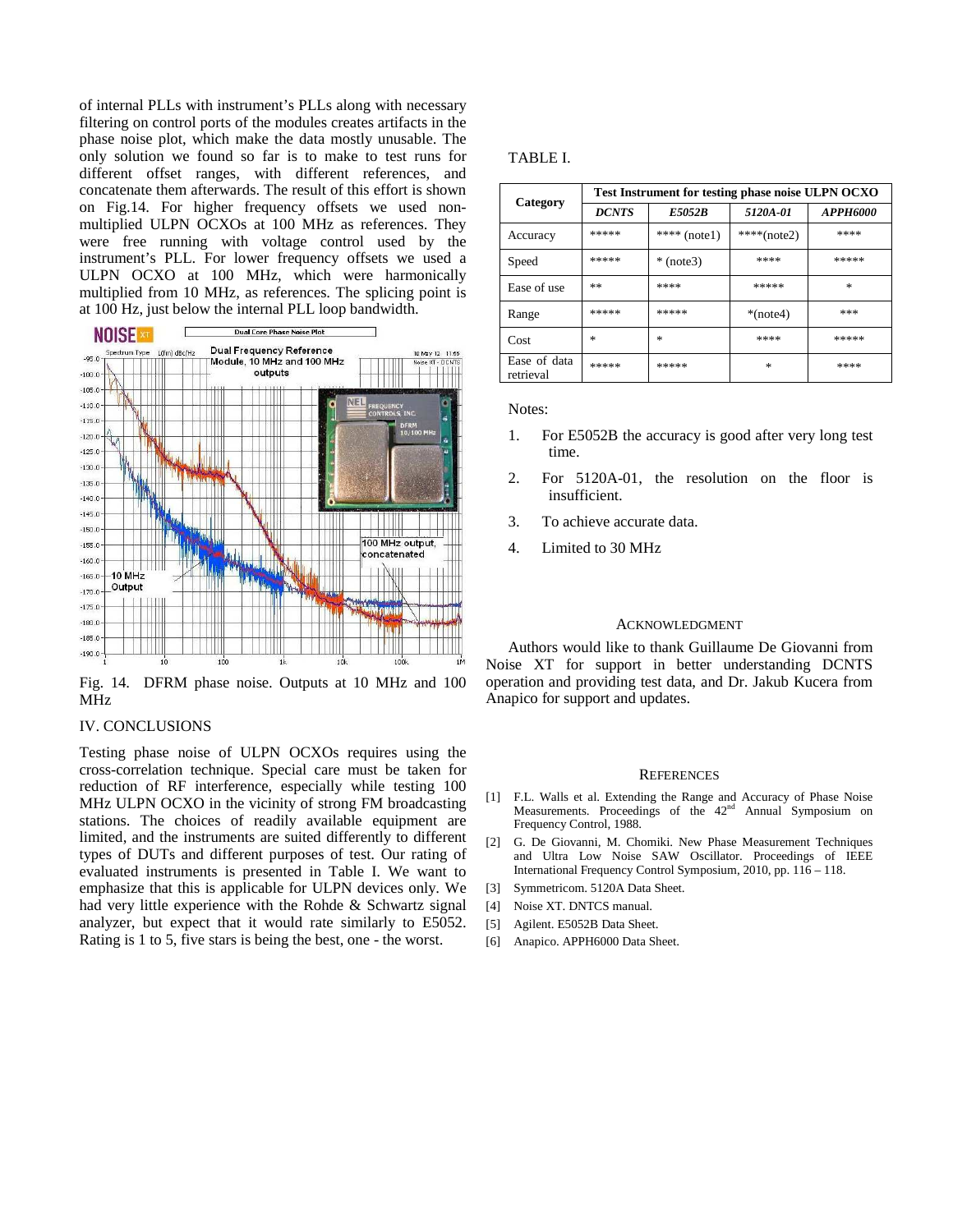of internal PLLs with instrument's PLLs along with necessary filtering on control ports of the modules creates artifacts in the phase noise plot, which make the data mostly unusable. The only solution we found so far is to make to test runs for different offset ranges, with different references, and concatenate them afterwards. The result of this effort is shown on Fig.14. For higher frequency offsets we used non-multiplied ULPN OCXOs at 100 MHz as references. They were free running with voltage control used by the instrument's PLL. For lower frequency offsets we used a ULPN OCXO at 100 MHz, which were harmonically multiplied from 10 MHz, as references. The splicing point is at 100 Hz, just below the internal PLL loop bandwidth.

NOISE XT

Dual Core Phase Noise Plot

Spectrum Type L(fm) dBc/Hz

Dual Frequency Reference Module, 10 MHz and 100 MHz outputs

10 May 12 11:55
Noise XT - DCNTS

-95.0
-100.0
-105.0
-110.0
-115.0
-120.0
-125.0
-130.0
-135.0
-140.0
-145.0
-150.0
-155.0
-160.0
-165.0
-170.0
-175.0
-180.0
-185.0
-190.0

1 10 100 1k 10k 100k 1M

NEL FREQUENCY CONTROLS, INC.
DFRM 10/100 MHz

100 MHz output, concatenated

10 MHz Output

Fig. 14. DFRM phase noise. Outputs at 10 MHz and 100 MHz

## IV. CONCLUSIONS

Testing phase noise of ULPN OCXOs requires using the cross-correlation technique. Special care must be taken for reduction of RF interference, especially while testing 100 MHz ULPN OCXO in the vicinity of strong FM broadcasting stations. The choices of readily available equipment are limited, and the instruments are suited differently to different types of DUTs and different purposes of test. Our rating of evaluated instruments is presented in Table I. We want to emphasize that this is applicable for ULPN devices only. We had very little experience with the Rohde & Schwartz signal analyzer, but expect that it would rate similarly to E5052. Rating is 1 to 5, five stars is being the best, one - the worst.

TABLE I.

| Category | Test Instrument for testing phase noise ULPN OCXO | | | |
|---|---|---|---|---|
| | ***DCNTS*** | ***E5052B*** | ***5120A-01*** | ***APPH6000*** |
| Accuracy | ***** | **** (note1) | ****(note2) | **** |
| Speed | ***** | * (note3) | **** | ***** |
| Ease of use | ** | **** | ***** | * |
| Range | ***** | ***** | *(note4) | *** |
| Cost | * | * | **** | ***** |
| Ease of data retrieval | ***** | ***** | * | **** |

Notes:

1. For E5052B the accuracy is good after very long test time.
2. For 5120A-01, the resolution on the floor is insufficient.
3. To achieve accurate data.
4. Limited to 30 MHz

## ACKNOWLEDGMENT

Authors would like to thank Guillaume De Giovanni from Noise XT for support in better understanding DCNTS operation and providing test data, and Dr. Jakub Kucera from Anapico for support and updates.

## REFERENCES

[1] F.L. Walls et al. Extending the Range and Accuracy of Phase Noise Measurements. Proceedings of the 42nd Annual Symposium on Frequency Control, 1988.

[2] G. De Giovanni, M. Chomiki. New Phase Measurement Techniques and Ultra Low Noise SAW Oscillator. Proceedings of IEEE International Frequency Control Symposium, 2010, pp. 116 – 118.

[3] Symmetricom. 5120A Data Sheet.

[4] Noise XT. DNTCS manual.

[5] Agilent. E5052B Data Sheet.

[6] Anapico. APPH6000 Data Sheet.